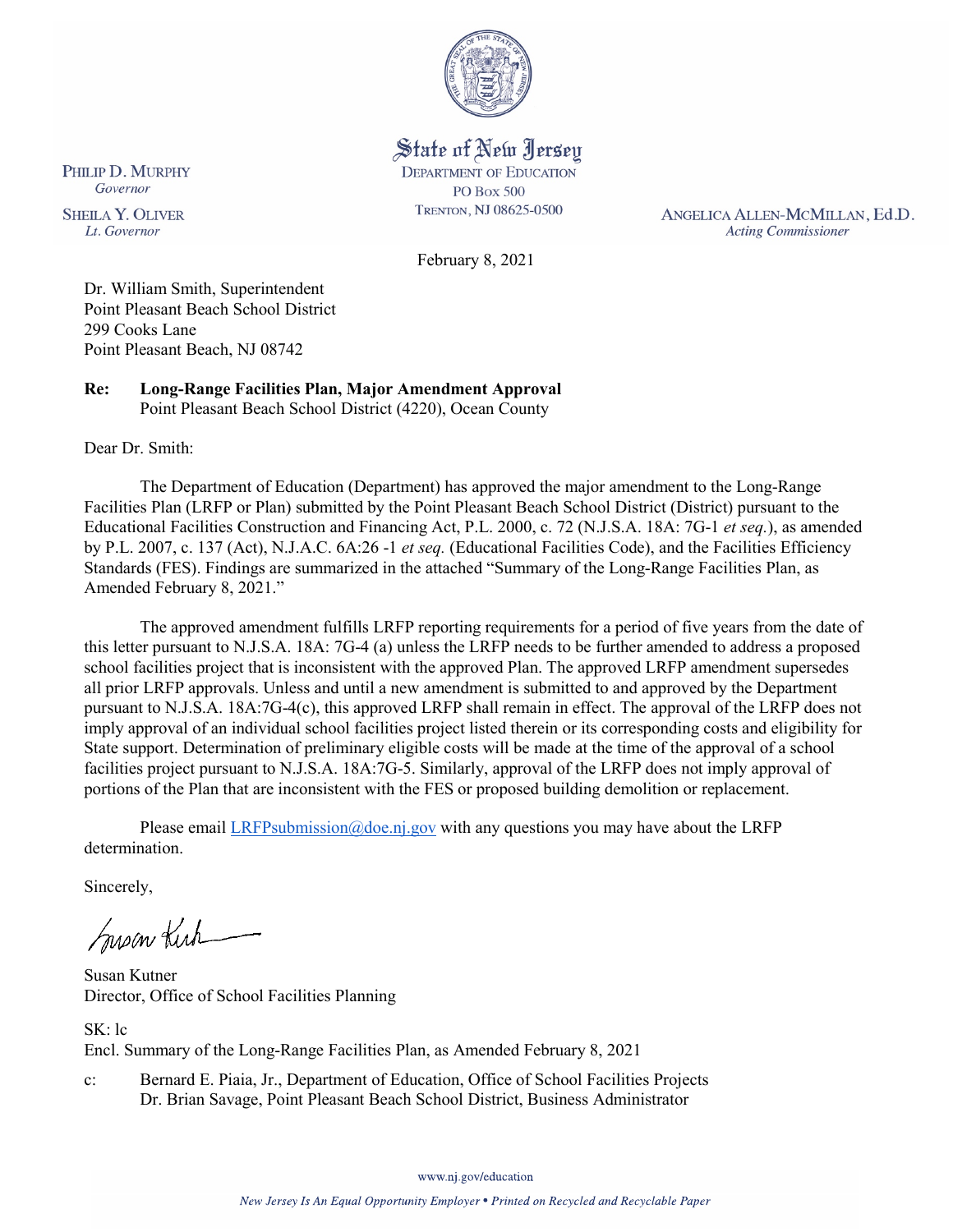State of New Jersey
DEPARTMENT OF EDUCATION
PO Box 500
TRENTON, NJ 08625-0500

PHILIP D. MURPHY
*Governor*

SHEILA Y. OLIVER
*Lt. Governor*

ANGELICA ALLEN-MCMILLAN, Ed.D.
*Acting Commissioner*

February 8, 2021

Dr. William Smith, Superintendent
Point Pleasant Beach School District
299 Cooks Lane
Point Pleasant Beach, NJ 08742

**Re: Long-Range Facilities Plan, Major Amendment Approval**
Point Pleasant Beach School District (4220), Ocean County

Dear Dr. Smith:

The Department of Education (Department) has approved the major amendment to the Long-Range Facilities Plan (LRFP or Plan) submitted by the Point Pleasant Beach School District (District) pursuant to the Educational Facilities Construction and Financing Act, P.L. 2000, c. 72 (N.J.S.A. 18A: 7G-1 *et seq.*), as amended by P.L. 2007, c. 137 (Act), N.J.A.C. 6A:26 -1 *et seq.* (Educational Facilities Code), and the Facilities Efficiency Standards (FES). Findings are summarized in the attached "Summary of the Long-Range Facilities Plan, as Amended February 8, 2021."

The approved amendment fulfills LRFP reporting requirements for a period of five years from the date of this letter pursuant to N.J.S.A. 18A: 7G-4 (a) unless the LRFP needs to be further amended to address a proposed school facilities project that is inconsistent with the approved Plan. The approved LRFP amendment supersedes all prior LRFP approvals. Unless and until a new amendment is submitted to and approved by the Department pursuant to N.J.S.A. 18A:7G-4(c), this approved LRFP shall remain in effect. The approval of the LRFP does not imply approval of an individual school facilities project listed therein or its corresponding costs and eligibility for State support. Determination of preliminary eligible costs will be made at the time of the approval of a school facilities project pursuant to N.J.S.A. 18A:7G-5. Similarly, approval of the LRFP does not imply approval of portions of the Plan that are inconsistent with the FES or proposed building demolition or replacement.

Please email LRFPsubmission@doe.nj.gov with any questions you may have about the LRFP determination.

Sincerely,

Susan Kutner
Director, Office of School Facilities Planning

SK: lc
Encl. Summary of the Long-Range Facilities Plan, as Amended February 8, 2021

c: Bernard E. Piaia, Jr., Department of Education, Office of School Facilities Projects
Dr. Brian Savage, Point Pleasant Beach School District, Business Administrator

www.nj.gov/education

*New Jersey Is An Equal Opportunity Employer • Printed on Recycled and Recyclable Paper*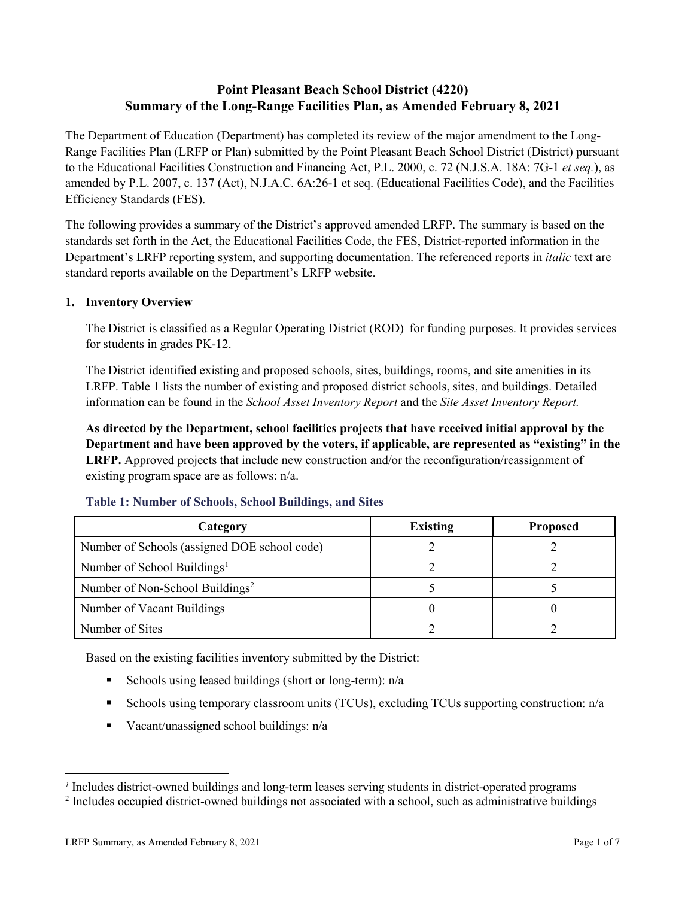# Point Pleasant Beach School District (4220)
# Summary of the Long-Range Facilities Plan, as Amended February 8, 2021

The Department of Education (Department) has completed its review of the major amendment to the Long-Range Facilities Plan (LRFP or Plan) submitted by the Point Pleasant Beach School District (District) pursuant to the Educational Facilities Construction and Financing Act, P.L. 2000, c. 72 (N.J.S.A. 18A: 7G-1 *et seq.*), as amended by P.L. 2007, c. 137 (Act), N.J.A.C. 6A:26-1 et seq. (Educational Facilities Code), and the Facilities Efficiency Standards (FES).

The following provides a summary of the District's approved amended LRFP. The summary is based on the standards set forth in the Act, the Educational Facilities Code, the FES, District-reported information in the Department's LRFP reporting system, and supporting documentation. The referenced reports in *italic* text are standard reports available on the Department's LRFP website.

## 1. Inventory Overview

The District is classified as a Regular Operating District (ROD) for funding purposes. It provides services for students in grades PK-12.

The District identified existing and proposed schools, sites, buildings, rooms, and site amenities in its LRFP. Table 1 lists the number of existing and proposed district schools, sites, and buildings. Detailed information can be found in the *School Asset Inventory Report* and the *Site Asset Inventory Report.*

**As directed by the Department, school facilities projects that have received initial approval by the Department and have been approved by the voters, if applicable, are represented as "existing" in the LRFP.** Approved projects that include new construction and/or the reconfiguration/reassignment of existing program space are as follows: n/a.

### Table 1: Number of Schools, School Buildings, and Sites

| Category | Existing | Proposed |
|---|---|---|
| Number of Schools (assigned DOE school code) | 2 | 2 |
| Number of School Buildings[1] | 2 | 2 |
| Number of Non-School Buildings[2] | 5 | 5 |
| Number of Vacant Buildings | 0 | 0 |
| Number of Sites | 2 | 2 |

Based on the existing facilities inventory submitted by the District:

- Schools using leased buildings (short or long-term): n/a
- Schools using temporary classroom units (TCUs), excluding TCUs supporting construction: n/a
- Vacant/unassigned school buildings: n/a

[1] Includes district-owned buildings and long-term leases serving students in district-operated programs

[2] Includes occupied district-owned buildings not associated with a school, such as administrative buildings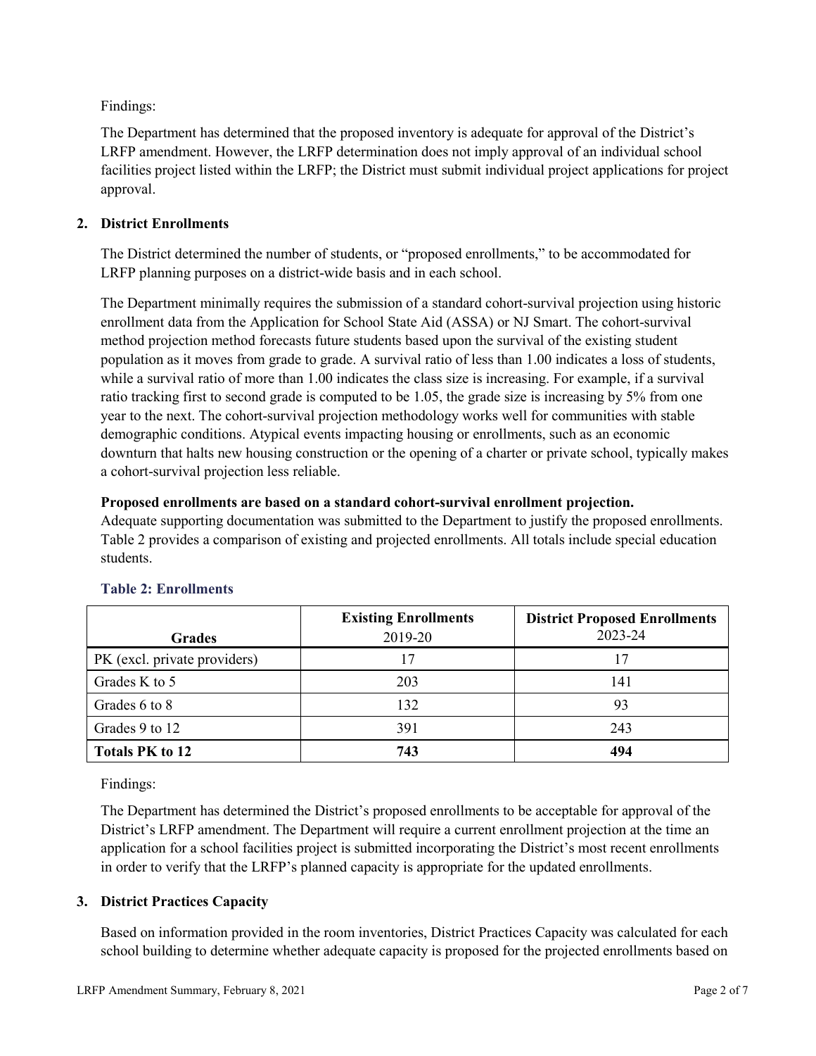Findings:

The Department has determined that the proposed inventory is adequate for approval of the District's LRFP amendment. However, the LRFP determination does not imply approval of an individual school facilities project listed within the LRFP; the District must submit individual project applications for project approval.

## 2. District Enrollments

The District determined the number of students, or "proposed enrollments," to be accommodated for LRFP planning purposes on a district-wide basis and in each school.

The Department minimally requires the submission of a standard cohort-survival projection using historic enrollment data from the Application for School State Aid (ASSA) or NJ Smart. The cohort-survival method projection method forecasts future students based upon the survival of the existing student population as it moves from grade to grade. A survival ratio of less than 1.00 indicates a loss of students, while a survival ratio of more than 1.00 indicates the class size is increasing. For example, if a survival ratio tracking first to second grade is computed to be 1.05, the grade size is increasing by 5% from one year to the next. The cohort-survival projection methodology works well for communities with stable demographic conditions. Atypical events impacting housing or enrollments, such as an economic downturn that halts new housing construction or the opening of a charter or private school, typically makes a cohort-survival projection less reliable.

**Proposed enrollments are based on a standard cohort-survival enrollment projection.**
Adequate supporting documentation was submitted to the Department to justify the proposed enrollments. Table 2 provides a comparison of existing and projected enrollments. All totals include special education students.

### Table 2: Enrollments

| Grades | Existing Enrollments 2019-20 | District Proposed Enrollments 2023-24 |
|---|---|---|
| PK (excl. private providers) | 17 | 17 |
| Grades K to 5 | 203 | 141 |
| Grades 6 to 8 | 132 | 93 |
| Grades 9 to 12 | 391 | 243 |
| **Totals PK to 12** | **743** | **494** |

Findings:

The Department has determined the District's proposed enrollments to be acceptable for approval of the District's LRFP amendment. The Department will require a current enrollment projection at the time an application for a school facilities project is submitted incorporating the District's most recent enrollments in order to verify that the LRFP's planned capacity is appropriate for the updated enrollments.

## 3. District Practices Capacity

Based on information provided in the room inventories, District Practices Capacity was calculated for each school building to determine whether adequate capacity is proposed for the projected enrollments based on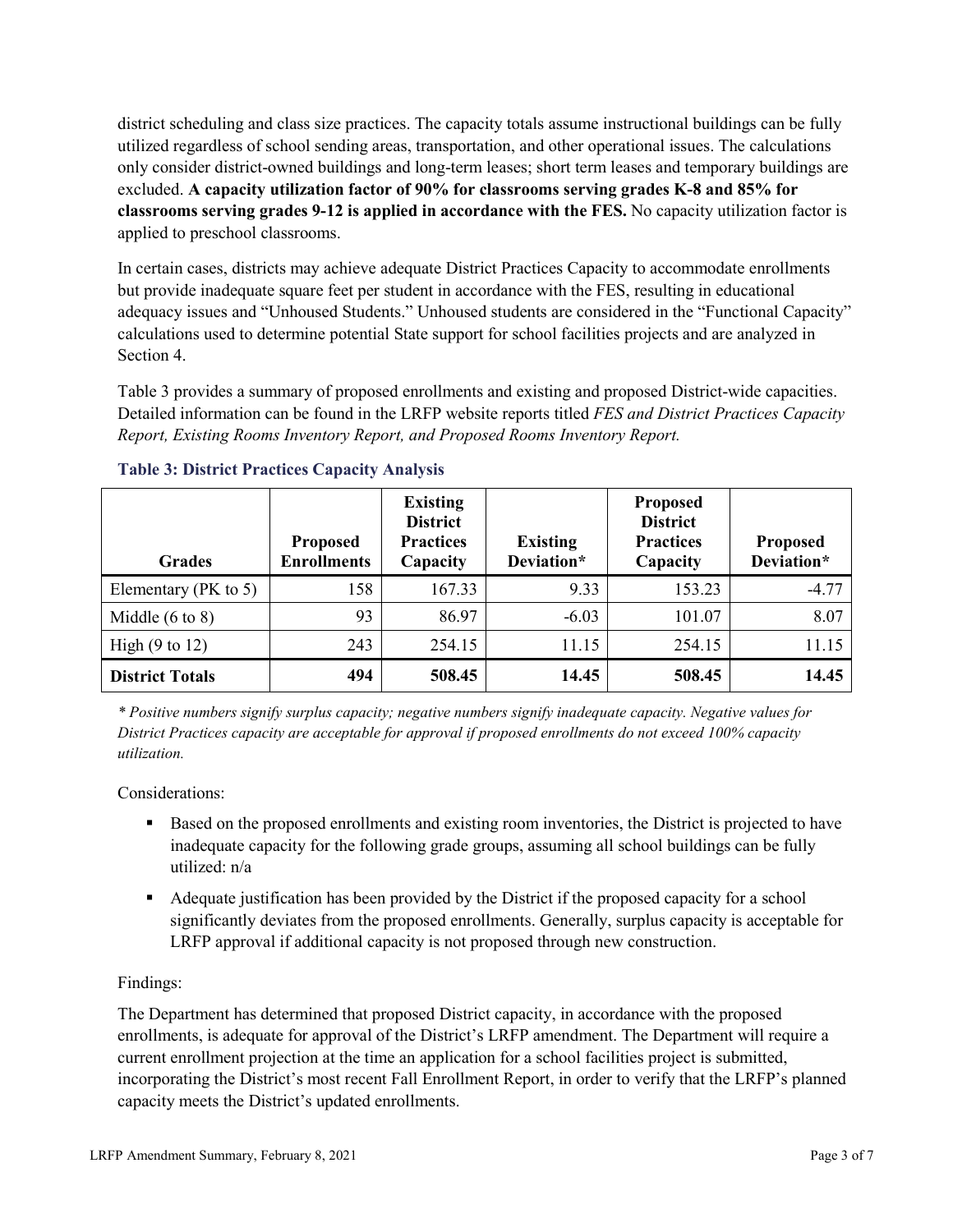district scheduling and class size practices. The capacity totals assume instructional buildings can be fully utilized regardless of school sending areas, transportation, and other operational issues. The calculations only consider district-owned buildings and long-term leases; short term leases and temporary buildings are excluded. **A capacity utilization factor of 90% for classrooms serving grades K-8 and 85% for classrooms serving grades 9-12 is applied in accordance with the FES.** No capacity utilization factor is applied to preschool classrooms.

In certain cases, districts may achieve adequate District Practices Capacity to accommodate enrollments but provide inadequate square feet per student in accordance with the FES, resulting in educational adequacy issues and "Unhoused Students." Unhoused students are considered in the "Functional Capacity" calculations used to determine potential State support for school facilities projects and are analyzed in Section 4.

Table 3 provides a summary of proposed enrollments and existing and proposed District-wide capacities. Detailed information can be found in the LRFP website reports titled *FES and District Practices Capacity Report, Existing Rooms Inventory Report, and Proposed Rooms Inventory Report.*

### Table 3: District Practices Capacity Analysis

| Grades | Proposed Enrollments | Existing District Practices Capacity | Existing Deviation* | Proposed District Practices Capacity | Proposed Deviation* |
|---|---|---|---|---|---|
| Elementary (PK to 5) | 158 | 167.33 | 9.33 | 153.23 | -4.77 |
| Middle (6 to 8) | 93 | 86.97 | -6.03 | 101.07 | 8.07 |
| High (9 to 12) | 243 | 254.15 | 11.15 | 254.15 | 11.15 |
| **District Totals** | **494** | **508.45** | **14.45** | **508.45** | **14.45** |

*\* Positive numbers signify surplus capacity; negative numbers signify inadequate capacity. Negative values for District Practices capacity are acceptable for approval if proposed enrollments do not exceed 100% capacity utilization.*

Considerations:

- Based on the proposed enrollments and existing room inventories, the District is projected to have inadequate capacity for the following grade groups, assuming all school buildings can be fully utilized: n/a
- Adequate justification has been provided by the District if the proposed capacity for a school significantly deviates from the proposed enrollments. Generally, surplus capacity is acceptable for LRFP approval if additional capacity is not proposed through new construction.

Findings:

The Department has determined that proposed District capacity, in accordance with the proposed enrollments, is adequate for approval of the District's LRFP amendment. The Department will require a current enrollment projection at the time an application for a school facilities project is submitted, incorporating the District's most recent Fall Enrollment Report, in order to verify that the LRFP's planned capacity meets the District's updated enrollments.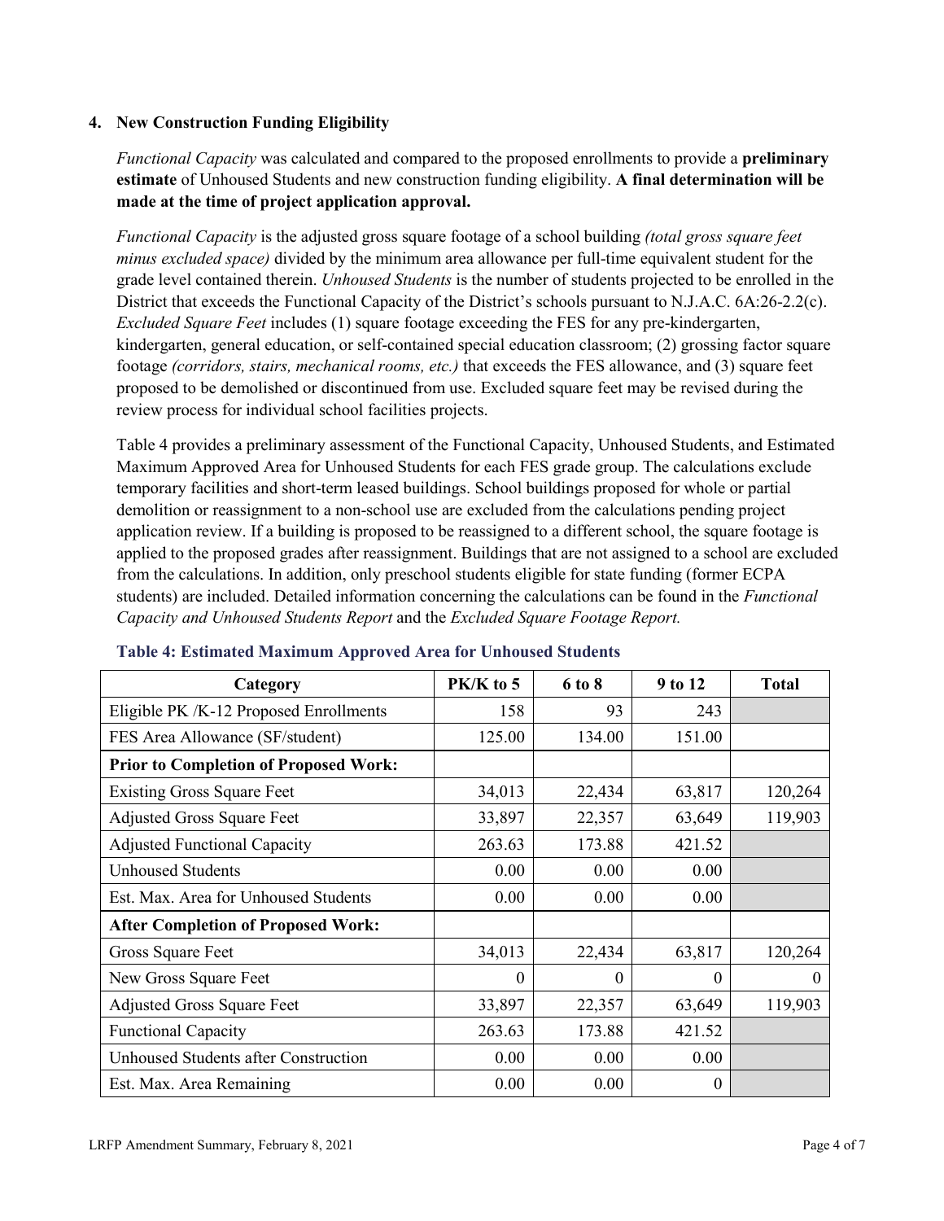### 4. New Construction Funding Eligibility

*Functional Capacity* was calculated and compared to the proposed enrollments to provide a **preliminary estimate** of Unhoused Students and new construction funding eligibility. **A final determination will be made at the time of project application approval.**

*Functional Capacity* is the adjusted gross square footage of a school building *(total gross square feet minus excluded space)* divided by the minimum area allowance per full-time equivalent student for the grade level contained therein. *Unhoused Students* is the number of students projected to be enrolled in the District that exceeds the Functional Capacity of the District's schools pursuant to N.J.A.C. 6A:26-2.2(c). *Excluded Square Feet* includes (1) square footage exceeding the FES for any pre-kindergarten, kindergarten, general education, or self-contained special education classroom; (2) grossing factor square footage *(corridors, stairs, mechanical rooms, etc.)* that exceeds the FES allowance, and (3) square feet proposed to be demolished or discontinued from use. Excluded square feet may be revised during the review process for individual school facilities projects.

Table 4 provides a preliminary assessment of the Functional Capacity, Unhoused Students, and Estimated Maximum Approved Area for Unhoused Students for each FES grade group. The calculations exclude temporary facilities and short-term leased buildings. School buildings proposed for whole or partial demolition or reassignment to a non-school use are excluded from the calculations pending project application review. If a building is proposed to be reassigned to a different school, the square footage is applied to the proposed grades after reassignment. Buildings that are not assigned to a school are excluded from the calculations. In addition, only preschool students eligible for state funding (former ECPA students) are included. Detailed information concerning the calculations can be found in the *Functional Capacity and Unhoused Students Report* and the *Excluded Square Footage Report.*

**Table 4: Estimated Maximum Approved Area for Unhoused Students**

| Category | PK/K to 5 | 6 to 8 | 9 to 12 | Total |
|---|---|---|---|---|
| Eligible PK /K-12 Proposed Enrollments | 158 | 93 | 243 | |
| FES Area Allowance (SF/student) | 125.00 | 134.00 | 151.00 | |
| **Prior to Completion of Proposed Work:** | | | | |
| Existing Gross Square Feet | 34,013 | 22,434 | 63,817 | 120,264 |
| Adjusted Gross Square Feet | 33,897 | 22,357 | 63,649 | 119,903 |
| Adjusted Functional Capacity | 263.63 | 173.88 | 421.52 | |
| Unhoused Students | 0.00 | 0.00 | 0.00 | |
| Est. Max. Area for Unhoused Students | 0.00 | 0.00 | 0.00 | |
| **After Completion of Proposed Work:** | | | | |
| Gross Square Feet | 34,013 | 22,434 | 63,817 | 120,264 |
| New Gross Square Feet | 0 | 0 | 0 | 0 |
| Adjusted Gross Square Feet | 33,897 | 22,357 | 63,649 | 119,903 |
| Functional Capacity | 263.63 | 173.88 | 421.52 | |
| Unhoused Students after Construction | 0.00 | 0.00 | 0.00 | |
| Est. Max. Area Remaining | 0.00 | 0.00 | 0 | |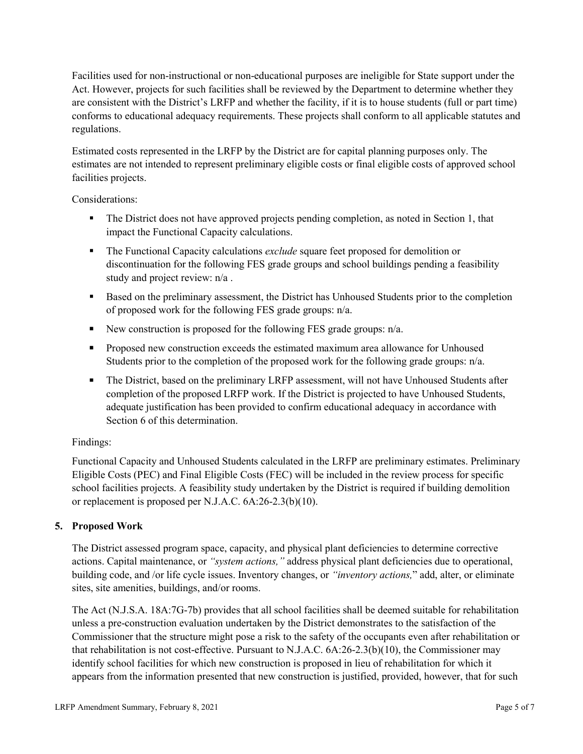Facilities used for non-instructional or non-educational purposes are ineligible for State support under the Act. However, projects for such facilities shall be reviewed by the Department to determine whether they are consistent with the District's LRFP and whether the facility, if it is to house students (full or part time) conforms to educational adequacy requirements. These projects shall conform to all applicable statutes and regulations.

Estimated costs represented in the LRFP by the District are for capital planning purposes only. The estimates are not intended to represent preliminary eligible costs or final eligible costs of approved school facilities projects.

Considerations:

- The District does not have approved projects pending completion, as noted in Section 1, that impact the Functional Capacity calculations.
- The Functional Capacity calculations *exclude* square feet proposed for demolition or discontinuation for the following FES grade groups and school buildings pending a feasibility study and project review: n/a .
- Based on the preliminary assessment, the District has Unhoused Students prior to the completion of proposed work for the following FES grade groups: n/a.
- New construction is proposed for the following FES grade groups: n/a.
- Proposed new construction exceeds the estimated maximum area allowance for Unhoused Students prior to the completion of the proposed work for the following grade groups: n/a.
- The District, based on the preliminary LRFP assessment, will not have Unhoused Students after completion of the proposed LRFP work. If the District is projected to have Unhoused Students, adequate justification has been provided to confirm educational adequacy in accordance with Section 6 of this determination.

Findings:

Functional Capacity and Unhoused Students calculated in the LRFP are preliminary estimates. Preliminary Eligible Costs (PEC) and Final Eligible Costs (FEC) will be included in the review process for specific school facilities projects. A feasibility study undertaken by the District is required if building demolition or replacement is proposed per N.J.A.C. 6A:26-2.3(b)(10).

## 5. Proposed Work

The District assessed program space, capacity, and physical plant deficiencies to determine corrective actions. Capital maintenance, or *"system actions,"* address physical plant deficiencies due to operational, building code, and /or life cycle issues. Inventory changes, or *"inventory actions,"* add, alter, or eliminate sites, site amenities, buildings, and/or rooms.

The Act (N.J.S.A. 18A:7G-7b) provides that all school facilities shall be deemed suitable for rehabilitation unless a pre-construction evaluation undertaken by the District demonstrates to the satisfaction of the Commissioner that the structure might pose a risk to the safety of the occupants even after rehabilitation or that rehabilitation is not cost-effective. Pursuant to N.J.A.C. 6A:26-2.3(b)(10), the Commissioner may identify school facilities for which new construction is proposed in lieu of rehabilitation for which it appears from the information presented that new construction is justified, provided, however, that for such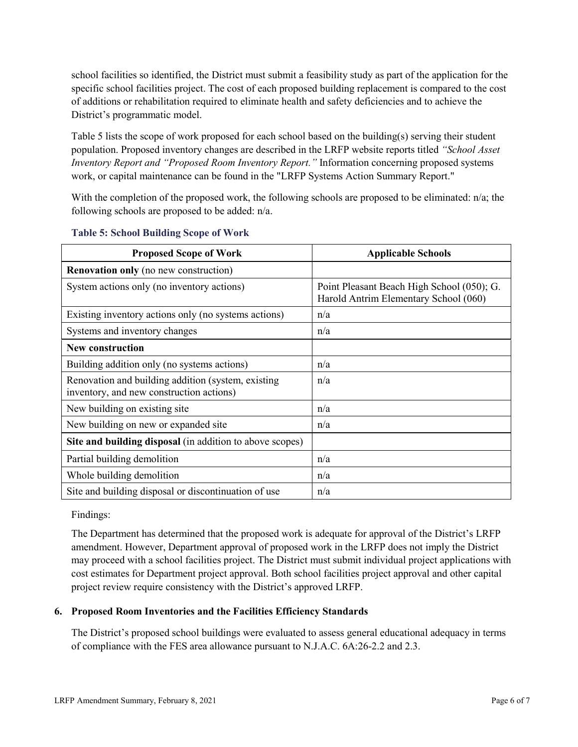school facilities so identified, the District must submit a feasibility study as part of the application for the specific school facilities project. The cost of each proposed building replacement is compared to the cost of additions or rehabilitation required to eliminate health and safety deficiencies and to achieve the District's programmatic model.

Table 5 lists the scope of work proposed for each school based on the building(s) serving their student population. Proposed inventory changes are described in the LRFP website reports titled *"School Asset Inventory Report and "Proposed Room Inventory Report."* Information concerning proposed systems work, or capital maintenance can be found in the "LRFP Systems Action Summary Report."

With the completion of the proposed work, the following schools are proposed to be eliminated: n/a; the following schools are proposed to be added: n/a.

**Table 5: School Building Scope of Work**

| Proposed Scope of Work | Applicable Schools |
|---|---|
| **Renovation only** (no new construction) | |
| System actions only (no inventory actions) | Point Pleasant Beach High School (050); G. Harold Antrim Elementary School (060) |
| Existing inventory actions only (no systems actions) | n/a |
| Systems and inventory changes | n/a |
| **New construction** | |
| Building addition only (no systems actions) | n/a |
| Renovation and building addition (system, existing inventory, and new construction actions) | n/a |
| New building on existing site | n/a |
| New building on new or expanded site | n/a |
| **Site and building disposal** (in addition to above scopes) | |
| Partial building demolition | n/a |
| Whole building demolition | n/a |
| Site and building disposal or discontinuation of use | n/a |

Findings:

The Department has determined that the proposed work is adequate for approval of the District's LRFP amendment. However, Department approval of proposed work in the LRFP does not imply the District may proceed with a school facilities project. The District must submit individual project applications with cost estimates for Department project approval. Both school facilities project approval and other capital project review require consistency with the District's approved LRFP.

### 6. Proposed Room Inventories and the Facilities Efficiency Standards

The District's proposed school buildings were evaluated to assess general educational adequacy in terms of compliance with the FES area allowance pursuant to N.J.A.C. 6A:26-2.2 and 2.3.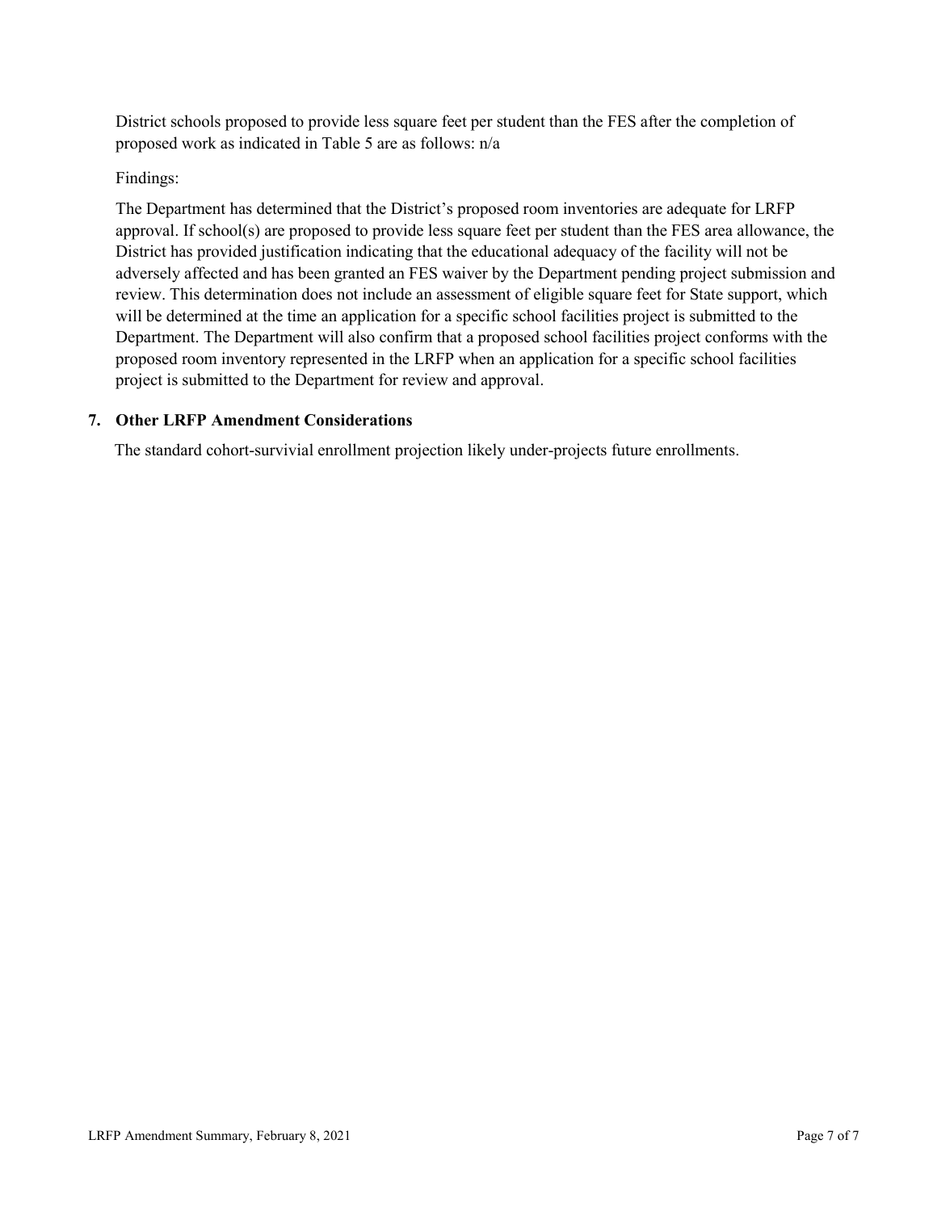District schools proposed to provide less square feet per student than the FES after the completion of proposed work as indicated in Table 5 are as follows: n/a

Findings:

The Department has determined that the District's proposed room inventories are adequate for LRFP approval. If school(s) are proposed to provide less square feet per student than the FES area allowance, the District has provided justification indicating that the educational adequacy of the facility will not be adversely affected and has been granted an FES waiver by the Department pending project submission and review. This determination does not include an assessment of eligible square feet for State support, which will be determined at the time an application for a specific school facilities project is submitted to the Department. The Department will also confirm that a proposed school facilities project conforms with the proposed room inventory represented in the LRFP when an application for a specific school facilities project is submitted to the Department for review and approval.

## 7. Other LRFP Amendment Considerations

The standard cohort-survivial enrollment projection likely under-projects future enrollments.